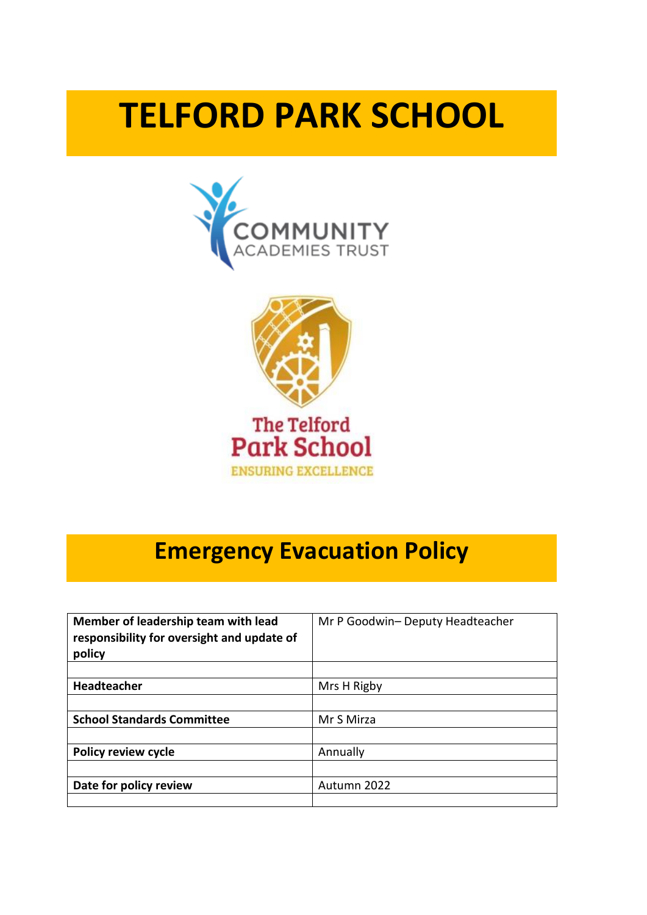# TELFORD PARK SCHOOL

COMMUNITY ACADEMIES TRUST

The Telford Park School

ENSURING EXCELLENCE

## Emergency Evacuation Policy

| | |
|---|---|
| **Member of leadership team with lead responsibility for oversight and update of policy** | Mr P Goodwin– Deputy Headteacher |
| | |
| **Headteacher** | Mrs H Rigby |
| | |
| **School Standards Committee** | Mr S Mirza |
| | |
| **Policy review cycle** | Annually |
| | |
| **Date for policy review** | Autumn 2022 |
| | |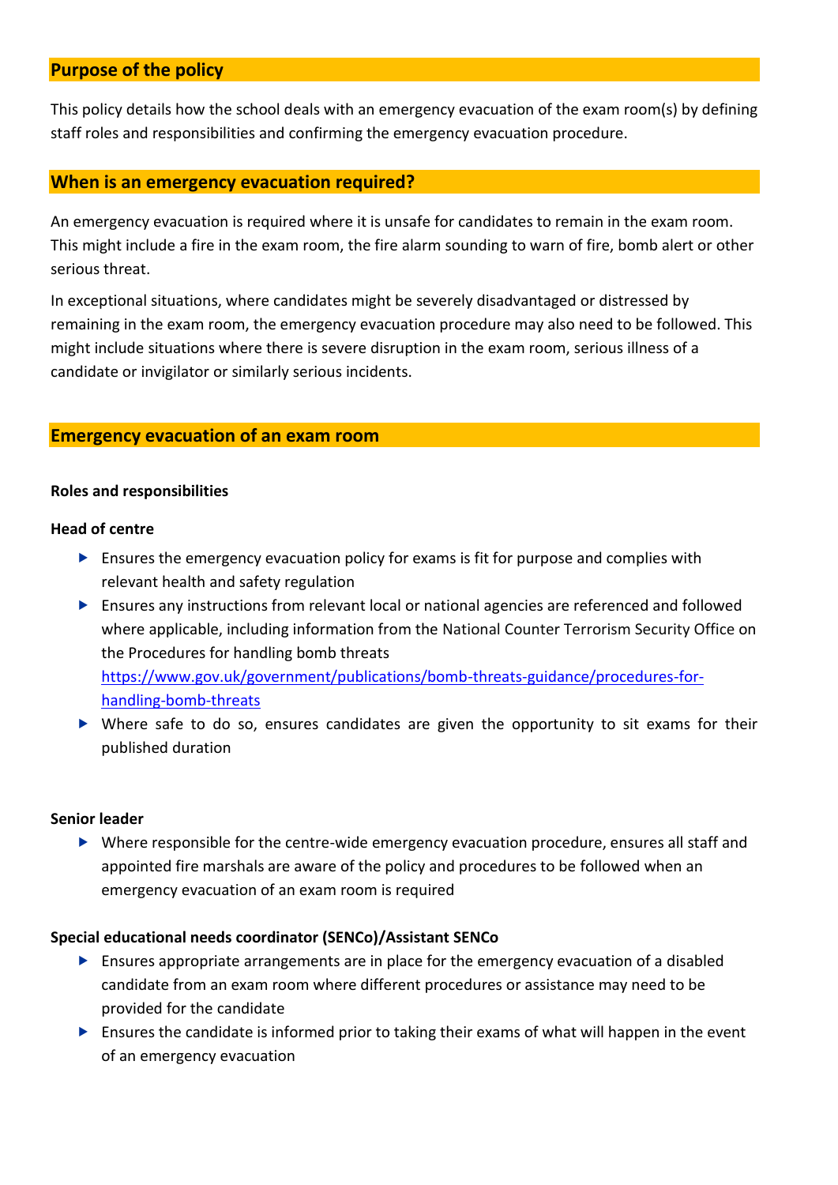## Purpose of the policy

This policy details how the school deals with an emergency evacuation of the exam room(s) by defining staff roles and responsibilities and confirming the emergency evacuation procedure.

## When is an emergency evacuation required?

An emergency evacuation is required where it is unsafe for candidates to remain in the exam room. This might include a fire in the exam room, the fire alarm sounding to warn of fire, bomb alert or other serious threat.

In exceptional situations, where candidates might be severely disadvantaged or distressed by remaining in the exam room, the emergency evacuation procedure may also need to be followed. This might include situations where there is severe disruption in the exam room, serious illness of a candidate or invigilator or similarly serious incidents.

## Emergency evacuation of an exam room

### Roles and responsibilities

#### Head of centre

- Ensures the emergency evacuation policy for exams is fit for purpose and complies with relevant health and safety regulation
- Ensures any instructions from relevant local or national agencies are referenced and followed where applicable, including information from the National Counter Terrorism Security Office on the Procedures for handling bomb threats [https://www.gov.uk/government/publications/bomb-threats-guidance/procedures-for-handling-bomb-threats](https://www.gov.uk/government/publications/bomb-threats-guidance/procedures-for-handling-bomb-threats)
- Where safe to do so, ensures candidates are given the opportunity to sit exams for their published duration

#### Senior leader

- Where responsible for the centre-wide emergency evacuation procedure, ensures all staff and appointed fire marshals are aware of the policy and procedures to be followed when an emergency evacuation of an exam room is required

#### Special educational needs coordinator (SENCo)/Assistant SENCo

- Ensures appropriate arrangements are in place for the emergency evacuation of a disabled candidate from an exam room where different procedures or assistance may need to be provided for the candidate
- Ensures the candidate is informed prior to taking their exams of what will happen in the event of an emergency evacuation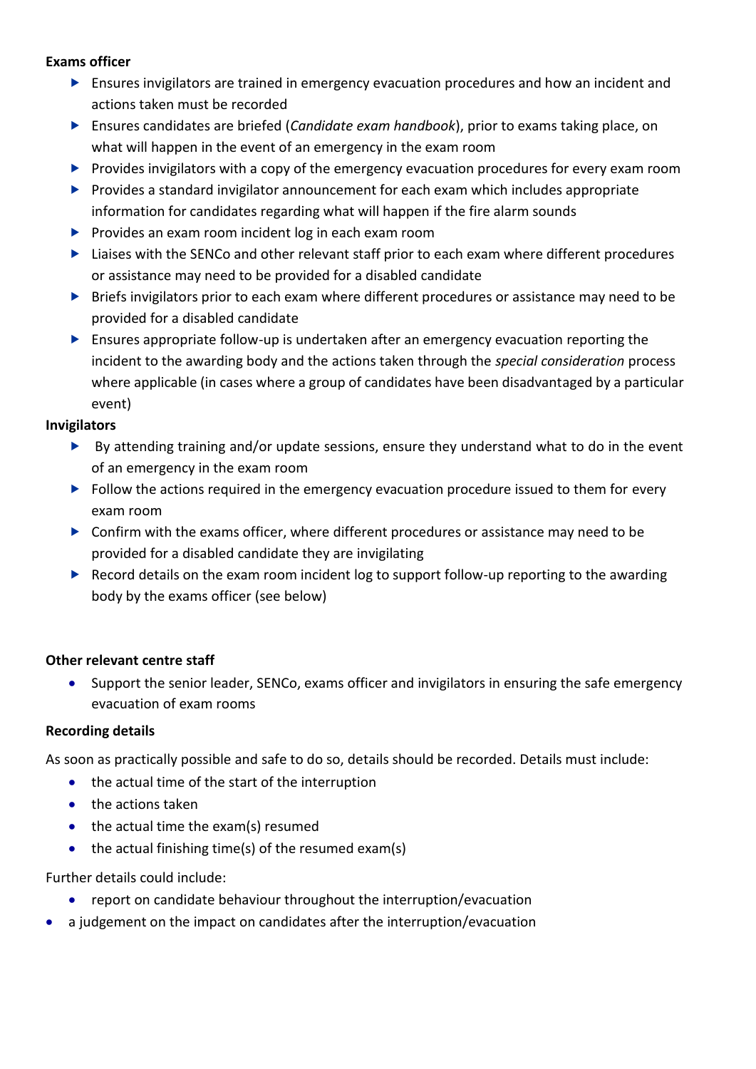**Exams officer**

- Ensures invigilators are trained in emergency evacuation procedures and how an incident and actions taken must be recorded
- Ensures candidates are briefed (*Candidate exam handbook*), prior to exams taking place, on what will happen in the event of an emergency in the exam room
- Provides invigilators with a copy of the emergency evacuation procedures for every exam room
- Provides a standard invigilator announcement for each exam which includes appropriate information for candidates regarding what will happen if the fire alarm sounds
- Provides an exam room incident log in each exam room
- Liaises with the SENCo and other relevant staff prior to each exam where different procedures or assistance may need to be provided for a disabled candidate
- Briefs invigilators prior to each exam where different procedures or assistance may need to be provided for a disabled candidate
- Ensures appropriate follow-up is undertaken after an emergency evacuation reporting the incident to the awarding body and the actions taken through the *special consideration* process where applicable (in cases where a group of candidates have been disadvantaged by a particular event)

**Invigilators**

- By attending training and/or update sessions, ensure they understand what to do in the event of an emergency in the exam room
- Follow the actions required in the emergency evacuation procedure issued to them for every exam room
- Confirm with the exams officer, where different procedures or assistance may need to be provided for a disabled candidate they are invigilating
- Record details on the exam room incident log to support follow-up reporting to the awarding body by the exams officer (see below)

**Other relevant centre staff**

- Support the senior leader, SENCo, exams officer and invigilators in ensuring the safe emergency evacuation of exam rooms

**Recording details**

As soon as practically possible and safe to do so, details should be recorded. Details must include:

- the actual time of the start of the interruption
- the actions taken
- the actual time the exam(s) resumed
- the actual finishing time(s) of the resumed exam(s)

Further details could include:

- report on candidate behaviour throughout the interruption/evacuation
- a judgement on the impact on candidates after the interruption/evacuation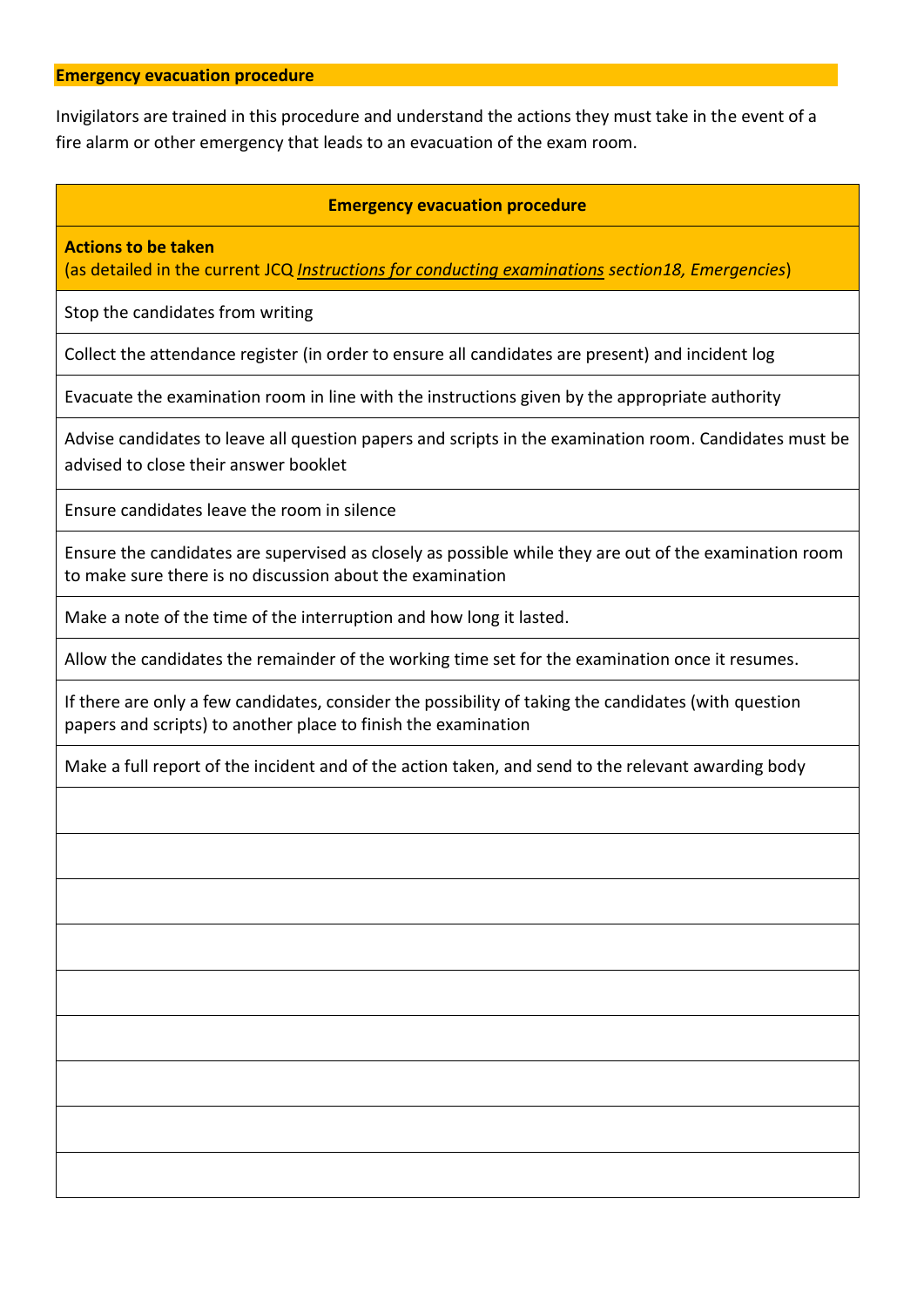**Emergency evacuation procedure**

Invigilators are trained in this procedure and understand the actions they must take in the event of a fire alarm or other emergency that leads to an evacuation of the exam room.

| **Emergency evacuation procedure** |
|---|
| **Actions to be taken**<br>(as detailed in the current JCQ *Instructions for conducting examinations section18, Emergencies*) |
| Stop the candidates from writing |
| Collect the attendance register (in order to ensure all candidates are present) and incident log |
| Evacuate the examination room in line with the instructions given by the appropriate authority |
| Advise candidates to leave all question papers and scripts in the examination room. Candidates must be advised to close their answer booklet |
| Ensure candidates leave the room in silence |
| Ensure the candidates are supervised as closely as possible while they are out of the examination room to make sure there is no discussion about the examination |
| Make a note of the time of the interruption and how long it lasted. |
| Allow the candidates the remainder of the working time set for the examination once it resumes. |
| If there are only a few candidates, consider the possibility of taking the candidates (with question papers and scripts) to another place to finish the examination |
| Make a full report of the incident and of the action taken, and send to the relevant awarding body |
| |
| |
| |
| |
| |
| |
| |
| |
| |